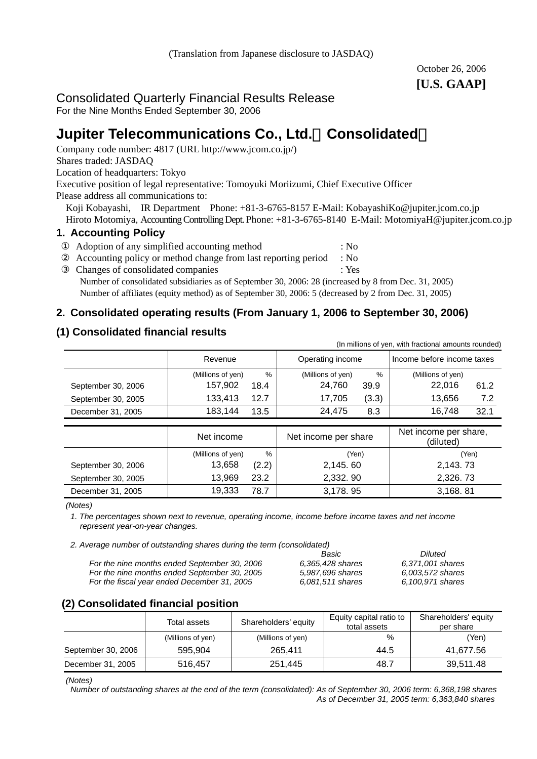(Translation from Japanese disclosure to JASDAQ)

October 26, 2006

**[U.S. GAAP]**

# Consolidated Quarterly Financial Results Release

For the Nine Months Ended September 30, 2006

# Jupiter Telecommunications Co., Ltd.（Consolidated）

Company code number: 4817 (URL http://www.jcom.co.jp/)
Shares traded: JASDAQ
Location of headquarters: Tokyo
Executive position of legal representative: Tomoyuki Moriizumi, Chief Executive Officer
Please address all communications to:
Koji Kobayashi, IR Department Phone: +81-3-6765-8157 E-Mail: KobayashiKo@jupiter.jcom.co.jp
Hiroto Motomiya, Accounting Controlling Dept. Phone: +81-3-6765-8140 E-Mail: MotomiyaH@jupiter.jcom.co.jp

## 1. Accounting Policy

① Adoption of any simplified accounting method : No
② Accounting policy or method change from last reporting period : No
③ Changes of consolidated companies : Yes
Number of consolidated subsidiaries as of September 30, 2006: 28 (increased by 8 from Dec. 31, 2005)
Number of affiliates (equity method) as of September 30, 2006: 5 (decreased by 2 from Dec. 31, 2005)

## 2. Consolidated operating results (From January 1, 2006 to September 30, 2006)

### (1) Consolidated financial results

(In millions of yen, with fractional amounts rounded)

| | Revenue | | Operating income | | Income before income taxes | |
|---|---|---|---|---|---|---|
| | (Millions of yen) | % | (Millions of yen) | % | (Millions of yen) | |
| September 30, 2006 | 157,902 | 18.4 | 24,760 | 39.9 | 22,016 | 61.2 |
| September 30, 2005 | 133,413 | 12.7 | 17,705 | (3.3) | 13,656 | 7.2 |
| December 31, 2005 | 183,144 | 13.5 | 24,475 | 8.3 | 16,748 | 32.1 |

| | Net income | | Net income per share | Net income per share, (diluted) |
|---|---|---|---|---|
| | (Millions of yen) | % | (Yen) | (Yen) |
| September 30, 2006 | 13,658 | (2.2) | 2,145. 60 | 2,143. 73 |
| September 30, 2005 | 13,969 | 23.2 | 2,332. 90 | 2,326. 73 |
| December 31, 2005 | 19,333 | 78.7 | 3,178. 95 | 3,168. 81 |

*(Notes)*

*1. The percentages shown next to revenue, operating income, income before income taxes and net income represent year-on-year changes.*

*2. Average number of outstanding shares during the term (consolidated)*

| | Basic | Diluted |
|---|---|---|
| *For the nine months ended September 30, 2006* | *6,365,428 shares* | *6,371,001 shares* |
| *For the nine months ended September 30, 2005* | *5,987,696 shares* | *6,003,572 shares* |
| *For the fiscal year ended December 31, 2005* | *6,081,511 shares* | *6,100,971 shares* |

### (2) Consolidated financial position

| | Total assets | Shareholders' equity | Equity capital ratio to total assets | Shareholders' equity per share |
|---|---|---|---|---|
| | (Millions of yen) | (Millions of yen) | % | (Yen) |
| September 30, 2006 | 595,904 | 265,411 | 44.5 | 41,677.56 |
| December 31, 2005 | 516,457 | 251,445 | 48.7 | 39,511.48 |

*(Notes)*

*Number of outstanding shares at the end of the term (consolidated): As of September 30, 2006 term: 6,368,198 shares*
*As of December 31, 2005 term: 6,363,840 shares*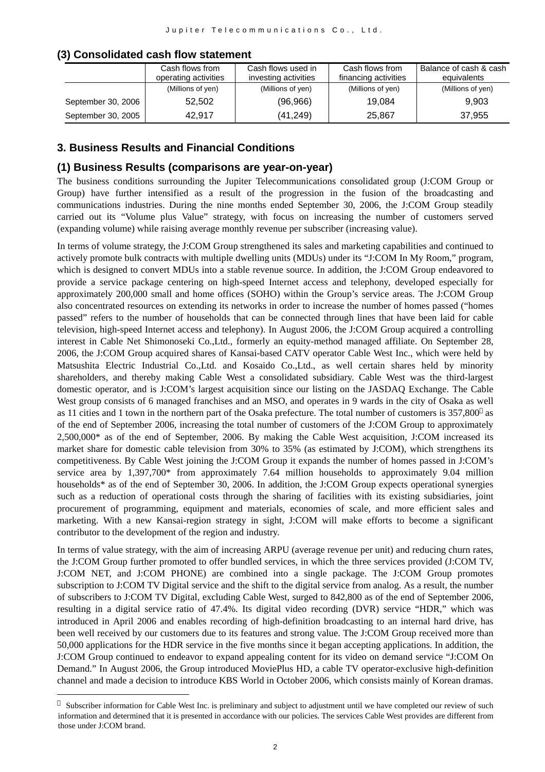## (3) Consolidated cash flow statement

| | Cash flows from operating activities | Cash flows used in investing activities | Cash flows from financing activities | Balance of cash & cash equivalents |
|---|---|---|---|---|
| | (Millions of yen) | (Millions of yen) | (Millions of yen) | (Millions of yen) |
| September 30, 2006 | 52,502 | (96,966) | 19,084 | 9,903 |
| September 30, 2005 | 42,917 | (41,249) | 25,867 | 37,955 |

## 3. Business Results and Financial Conditions

### (1) Business Results (comparisons are year-on-year)

The business conditions surrounding the Jupiter Telecommunications consolidated group (J:COM Group or Group) have further intensified as a result of the progression in the fusion of the broadcasting and communications industries. During the nine months ended September 30, 2006, the J:COM Group steadily carried out its “Volume plus Value” strategy, with focus on increasing the number of customers served (expanding volume) while raising average monthly revenue per subscriber (increasing value).

In terms of volume strategy, the J:COM Group strengthened its sales and marketing capabilities and continued to actively promote bulk contracts with multiple dwelling units (MDUs) under its “J:COM In My Room,” program, which is designed to convert MDUs into a stable revenue source. In addition, the J:COM Group endeavored to provide a service package centering on high-speed Internet access and telephony, developed especially for approximately 200,000 small and home offices (SOHO) within the Group’s service areas. The J:COM Group also concentrated resources on extending its networks in order to increase the number of homes passed (“homes passed” refers to the number of households that can be connected through lines that have been laid for cable television, high-speed Internet access and telephony). In August 2006, the J:COM Group acquired a controlling interest in Cable Net Shimonoseki Co.,Ltd., formerly an equity-method managed affiliate. On September 28, 2006, the J:COM Group acquired shares of Kansai-based CATV operator Cable West Inc., which were held by Matsushita Electric Industrial Co.,Ltd. and Kosaido Co.,Ltd., as well certain shares held by minority shareholders, and thereby making Cable West a consolidated subsidiary. Cable West was the third-largest domestic operator, and is J:COM’s largest acquisition since our listing on the JASDAQ Exchange. The Cable West group consists of 6 managed franchises and an MSO, and operates in 9 wards in the city of Osaka as well as 11 cities and 1 town in the northern part of the Osaka prefecture. The total number of customers is 357,800* as of the end of September 2006, increasing the total number of customers of the J:COM Group to approximately 2,500,000* as of the end of September, 2006. By making the Cable West acquisition, J:COM increased its market share for domestic cable television from 30% to 35% (as estimated by J:COM), which strengthens its competitiveness. By Cable West joining the J:COM Group it expands the number of homes passed in J:COM’s service area by 1,397,700* from approximately 7.64 million households to approximately 9.04 million households* as of the end of September 30, 2006. In addition, the J:COM Group expects operational synergies such as a reduction of operational costs through the sharing of facilities with its existing subsidiaries, joint procurement of programming, equipment and materials, economies of scale, and more efficient sales and marketing. With a new Kansai-region strategy in sight, J:COM will make efforts to become a significant contributor to the development of the region and industry.

In terms of value strategy, with the aim of increasing ARPU (average revenue per unit) and reducing churn rates, the J:COM Group further promoted to offer bundled services, in which the three services provided (J:COM TV, J:COM NET, and J:COM PHONE) are combined into a single package. The J:COM Group promotes subscription to J:COM TV Digital service and the shift to the digital service from analog. As a result, the number of subscribers to J:COM TV Digital, excluding Cable West, surged to 842,800 as of the end of September 2006, resulting in a digital service ratio of 47.4%. Its digital video recording (DVR) service “HDR,” which was introduced in April 2006 and enables recording of high-definition broadcasting to an internal hard drive, has been well received by our customers due to its features and strong value. The J:COM Group received more than 50,000 applications for the HDR service in the five months since it began accepting applications. In addition, the J:COM Group continued to endeavor to expand appealing content for its video on demand service “J:COM On Demand.” In August 2006, the Group introduced MoviePlus HD, a cable TV operator-exclusive high-definition channel and made a decision to introduce KBS World in October 2006, which consists mainly of Korean dramas.

---

* Subscriber information for Cable West Inc. is preliminary and subject to adjustment until we have completed our review of such information and determined that it is presented in accordance with our policies. The services Cable West provides are different from those under J:COM brand.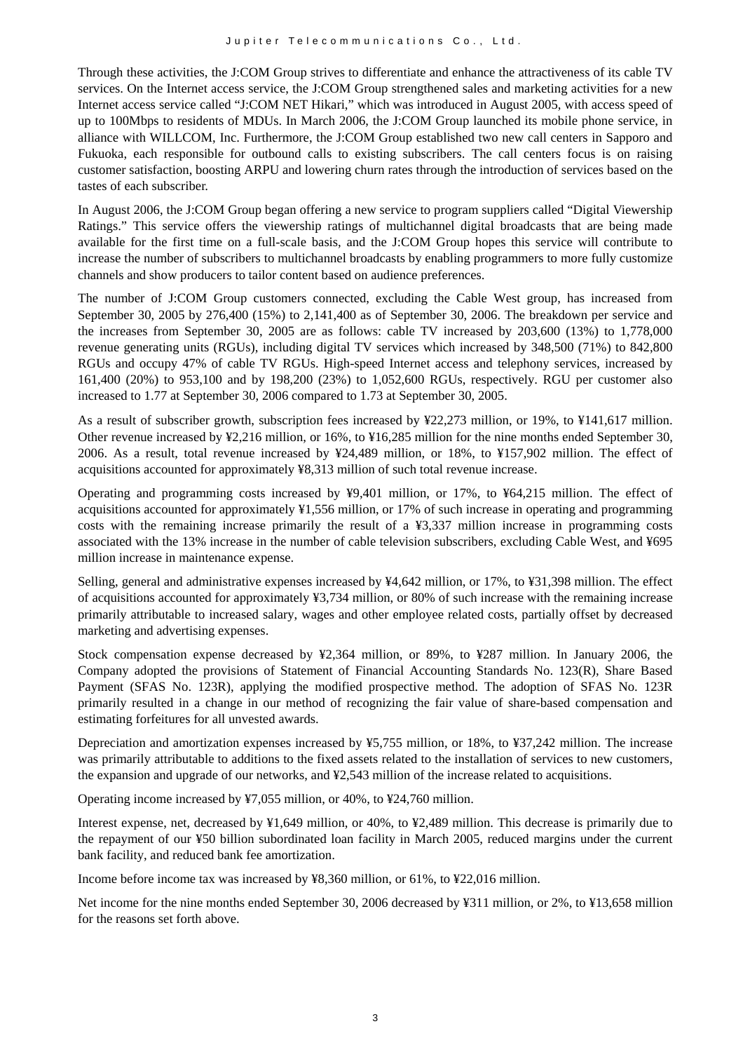Through these activities, the J:COM Group strives to differentiate and enhance the attractiveness of its cable TV services. On the Internet access service, the J:COM Group strengthened sales and marketing activities for a new Internet access service called "J:COM NET Hikari," which was introduced in August 2005, with access speed of up to 100Mbps to residents of MDUs. In March 2006, the J:COM Group launched its mobile phone service, in alliance with WILLCOM, Inc. Furthermore, the J:COM Group established two new call centers in Sapporo and Fukuoka, each responsible for outbound calls to existing subscribers. The call centers focus is on raising customer satisfaction, boosting ARPU and lowering churn rates through the introduction of services based on the tastes of each subscriber.

In August 2006, the J:COM Group began offering a new service to program suppliers called "Digital Viewership Ratings." This service offers the viewership ratings of multichannel digital broadcasts that are being made available for the first time on a full-scale basis, and the J:COM Group hopes this service will contribute to increase the number of subscribers to multichannel broadcasts by enabling programmers to more fully customize channels and show producers to tailor content based on audience preferences.

The number of J:COM Group customers connected, excluding the Cable West group, has increased from September 30, 2005 by 276,400 (15%) to 2,141,400 as of September 30, 2006. The breakdown per service and the increases from September 30, 2005 are as follows: cable TV increased by 203,600 (13%) to 1,778,000 revenue generating units (RGUs), including digital TV services which increased by 348,500 (71%) to 842,800 RGUs and occupy 47% of cable TV RGUs. High-speed Internet access and telephony services, increased by 161,400 (20%) to 953,100 and by 198,200 (23%) to 1,052,600 RGUs, respectively. RGU per customer also increased to 1.77 at September 30, 2006 compared to 1.73 at September 30, 2005.

As a result of subscriber growth, subscription fees increased by ¥22,273 million, or 19%, to ¥141,617 million. Other revenue increased by ¥2,216 million, or 16%, to ¥16,285 million for the nine months ended September 30, 2006. As a result, total revenue increased by ¥24,489 million, or 18%, to ¥157,902 million. The effect of acquisitions accounted for approximately ¥8,313 million of such total revenue increase.

Operating and programming costs increased by ¥9,401 million, or 17%, to ¥64,215 million. The effect of acquisitions accounted for approximately ¥1,556 million, or 17% of such increase in operating and programming costs with the remaining increase primarily the result of a ¥3,337 million increase in programming costs associated with the 13% increase in the number of cable television subscribers, excluding Cable West, and ¥695 million increase in maintenance expense.

Selling, general and administrative expenses increased by ¥4,642 million, or 17%, to ¥31,398 million. The effect of acquisitions accounted for approximately ¥3,734 million, or 80% of such increase with the remaining increase primarily attributable to increased salary, wages and other employee related costs, partially offset by decreased marketing and advertising expenses.

Stock compensation expense decreased by ¥2,364 million, or 89%, to ¥287 million. In January 2006, the Company adopted the provisions of Statement of Financial Accounting Standards No. 123(R), Share Based Payment (SFAS No. 123R), applying the modified prospective method. The adoption of SFAS No. 123R primarily resulted in a change in our method of recognizing the fair value of share-based compensation and estimating forfeitures for all unvested awards.

Depreciation and amortization expenses increased by ¥5,755 million, or 18%, to ¥37,242 million. The increase was primarily attributable to additions to the fixed assets related to the installation of services to new customers, the expansion and upgrade of our networks, and ¥2,543 million of the increase related to acquisitions.

Operating income increased by ¥7,055 million, or 40%, to ¥24,760 million.

Interest expense, net, decreased by ¥1,649 million, or 40%, to ¥2,489 million. This decrease is primarily due to the repayment of our ¥50 billion subordinated loan facility in March 2005, reduced margins under the current bank facility, and reduced bank fee amortization.

Income before income tax was increased by ¥8,360 million, or 61%, to ¥22,016 million.

Net income for the nine months ended September 30, 2006 decreased by ¥311 million, or 2%, to ¥13,658 million for the reasons set forth above.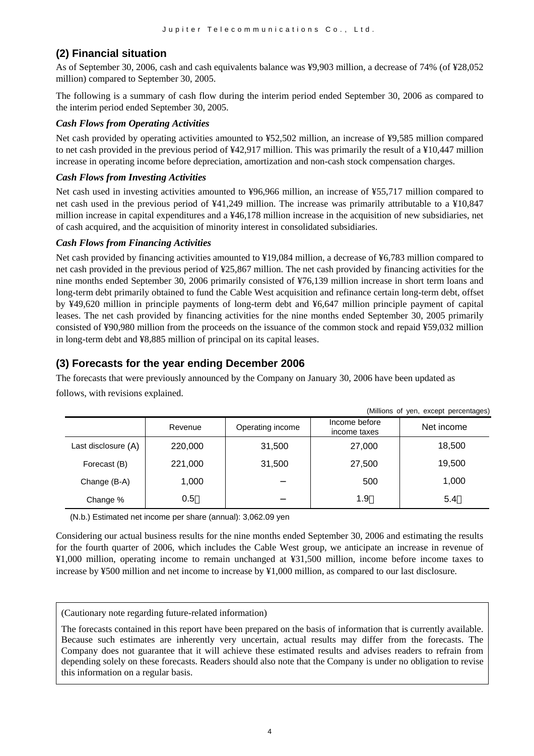## (2) Financial situation

As of September 30, 2006, cash and cash equivalents balance was ¥9,903 million, a decrease of 74% (of ¥28,052 million) compared to September 30, 2005.

The following is a summary of cash flow during the interim period ended September 30, 2006 as compared to the interim period ended September 30, 2005.

### *Cash Flows from Operating Activities*

Net cash provided by operating activities amounted to ¥52,502 million, an increase of ¥9,585 million compared to net cash provided in the previous period of ¥42,917 million. This was primarily the result of a ¥10,447 million increase in operating income before depreciation, amortization and non-cash stock compensation charges.

### *Cash Flows from Investing Activities*

Net cash used in investing activities amounted to ¥96,966 million, an increase of ¥55,717 million compared to net cash used in the previous period of ¥41,249 million. The increase was primarily attributable to a ¥10,847 million increase in capital expenditures and a ¥46,178 million increase in the acquisition of new subsidiaries, net of cash acquired, and the acquisition of minority interest in consolidated subsidiaries.

### *Cash Flows from Financing Activities*

Net cash provided by financing activities amounted to ¥19,084 million, a decrease of ¥6,783 million compared to net cash provided in the previous period of ¥25,867 million. The net cash provided by financing activities for the nine months ended September 30, 2006 primarily consisted of ¥76,139 million increase in short term loans and long-term debt primarily obtained to fund the Cable West acquisition and refinance certain long-term debt, offset by ¥49,620 million in principle payments of long-term debt and ¥6,647 million principle payment of capital leases. The net cash provided by financing activities for the nine months ended September 30, 2005 primarily consisted of ¥90,980 million from the proceeds on the issuance of the common stock and repaid ¥59,032 million in long-term debt and ¥8,885 million of principal on its capital leases.

## (3) Forecasts for the year ending December 2006

The forecasts that were previously announced by the Company on January 30, 2006 have been updated as follows, with revisions explained.

(Millions of yen, except percentages)

| | Revenue | Operating income | Income before income taxes | Net income |
|---|---|---|---|---|
| Last disclosure (A) | 220,000 | 31,500 | 27,000 | 18,500 |
| Forecast (B) | 221,000 | 31,500 | 27,500 | 19,500 |
| Change (B-A) | 1,000 | – | 500 | 1,000 |
| Change % | 0.5% | – | 1.9% | 5.4% |

(N.b.) Estimated net income per share (annual): 3,062.09 yen

Considering our actual business results for the nine months ended September 30, 2006 and estimating the results for the fourth quarter of 2006, which includes the Cable West group, we anticipate an increase in revenue of ¥1,000 million, operating income to remain unchanged at ¥31,500 million, income before income taxes to increase by ¥500 million and net income to increase by ¥1,000 million, as compared to our last disclosure.

(Cautionary note regarding future-related information)

The forecasts contained in this report have been prepared on the basis of information that is currently available. Because such estimates are inherently very uncertain, actual results may differ from the forecasts. The Company does not guarantee that it will achieve these estimated results and advises readers to refrain from depending solely on these forecasts. Readers should also note that the Company is under no obligation to revise this information on a regular basis.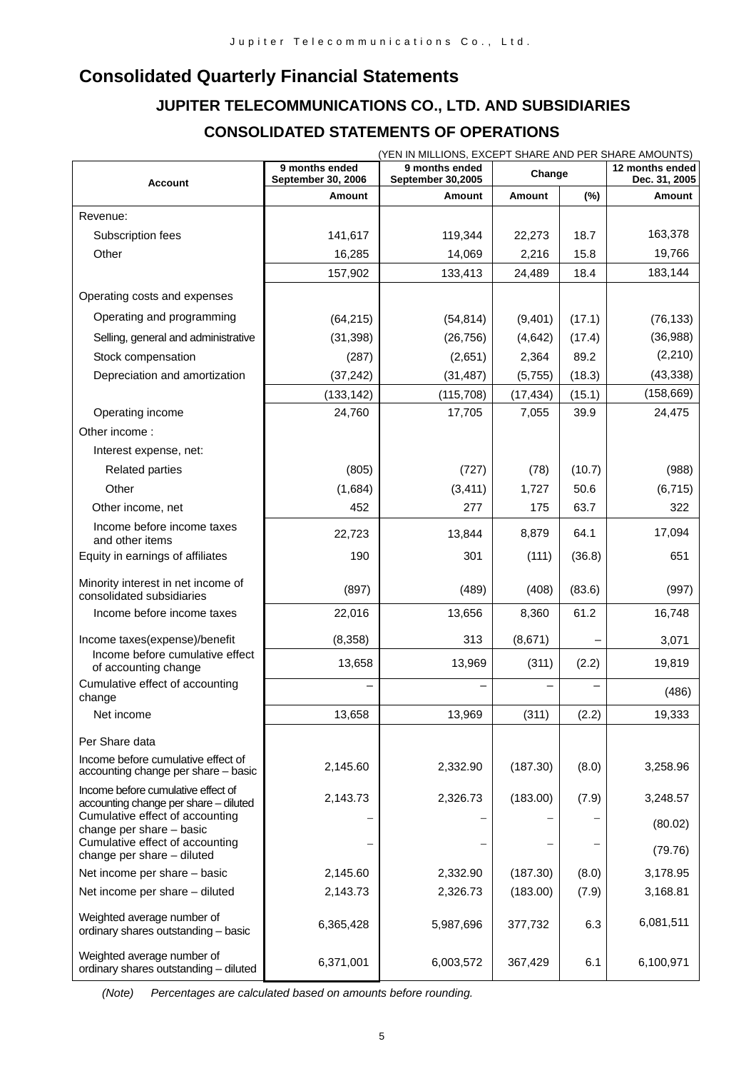# Consolidated Quarterly Financial Statements

## JUPITER TELECOMMUNICATIONS CO., LTD. AND SUBSIDIARIES

## CONSOLIDATED STATEMENTS OF OPERATIONS

(YEN IN MILLIONS, EXCEPT SHARE AND PER SHARE AMOUNTS)

| Account | 9 months ended September 30, 2006 | 9 months ended September 30,2005 | Change | | 12 months ended Dec. 31, 2005 |
|---|---|---|---|---|---|
| | Amount | Amount | Amount | (%) | Amount |
| Revenue: | | | | | |
| Subscription fees | 141,617 | 119,344 | 22,273 | 18.7 | 163,378 |
| Other | 16,285 | 14,069 | 2,216 | 15.8 | 19,766 |
| | 157,902 | 133,413 | 24,489 | 18.4 | 183,144 |
| Operating costs and expenses | | | | | |
| Operating and programming | (64,215) | (54,814) | (9,401) | (17.1) | (76,133) |
| Selling, general and administrative | (31,398) | (26,756) | (4,642) | (17.4) | (36,988) |
| Stock compensation | (287) | (2,651) | 2,364 | 89.2 | (2,210) |
| Depreciation and amortization | (37,242) | (31,487) | (5,755) | (18.3) | (43,338) |
| | (133,142) | (115,708) | (17,434) | (15.1) | (158,669) |
| Operating income | 24,760 | 17,705 | 7,055 | 39.9 | 24,475 |
| Other income : | | | | | |
| Interest expense, net: | | | | | |
| Related parties | (805) | (727) | (78) | (10.7) | (988) |
| Other | (1,684) | (3,411) | 1,727 | 50.6 | (6,715) |
| Other income, net | 452 | 277 | 175 | 63.7 | 322 |
| Income before income taxes and other items | 22,723 | 13,844 | 8,879 | 64.1 | 17,094 |
| Equity in earnings of affiliates | 190 | 301 | (111) | (36.8) | 651 |
| Minority interest in net income of consolidated subsidiaries | (897) | (489) | (408) | (83.6) | (997) |
| Income before income taxes | 22,016 | 13,656 | 8,360 | 61.2 | 16,748 |
| Income taxes(expense)/benefit | (8,358) | 313 | (8,671) | – | 3,071 |
| Income before cumulative effect of accounting change | 13,658 | 13,969 | (311) | (2.2) | 19,819 |
| Cumulative effect of accounting change | – | – | – | – | (486) |
| Net income | 13,658 | 13,969 | (311) | (2.2) | 19,333 |
| Per Share data | | | | | |
| Income before cumulative effect of accounting change per share – basic | 2,145.60 | 2,332.90 | (187.30) | (8.0) | 3,258.96 |
| Income before cumulative effect of accounting change per share – diluted | 2,143.73 | 2,326.73 | (183.00) | (7.9) | 3,248.57 |
| Cumulative effect of accounting change per share – basic | – | – | – | – | (80.02) |
| Cumulative effect of accounting change per share – diluted | – | – | – | – | (79.76) |
| Net income per share – basic | 2,145.60 | 2,332.90 | (187.30) | (8.0) | 3,178.95 |
| Net income per share – diluted | 2,143.73 | 2,326.73 | (183.00) | (7.9) | 3,168.81 |
| Weighted average number of ordinary shares outstanding – basic | 6,365,428 | 5,987,696 | 377,732 | 6.3 | 6,081,511 |
| Weighted average number of ordinary shares outstanding – diluted | 6,371,001 | 6,003,572 | 367,429 | 6.1 | 6,100,971 |

*(Note) Percentages are calculated based on amounts before rounding.*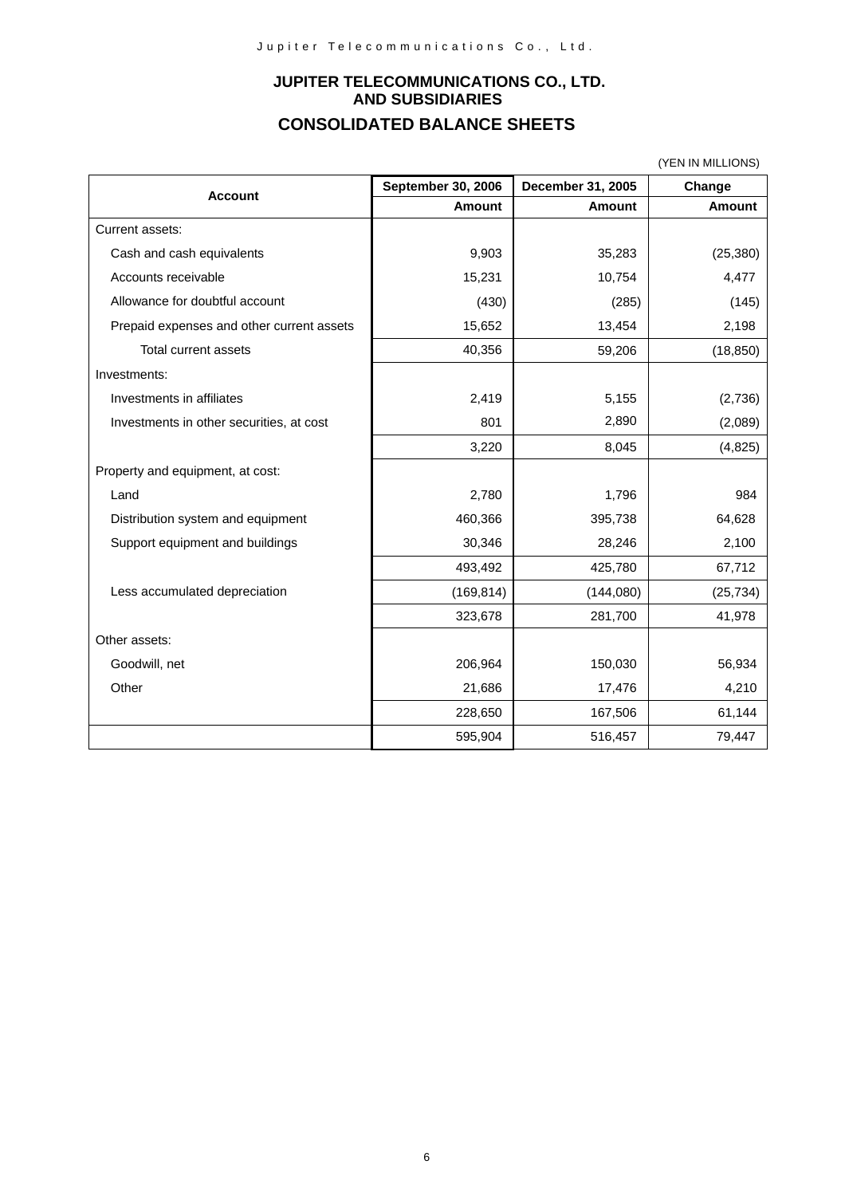# JUPITER TELECOMMUNICATIONS CO., LTD.
# AND SUBSIDIARIES

## CONSOLIDATED BALANCE SHEETS

(YEN IN MILLIONS)

| Account | September 30, 2006 | December 31, 2005 | Change |
|---|---|---|---|
| | Amount | Amount | Amount |
| Current assets: | | | |
| Cash and cash equivalents | 9,903 | 35,283 | (25,380) |
| Accounts receivable | 15,231 | 10,754 | 4,477 |
| Allowance for doubtful account | (430) | (285) | (145) |
| Prepaid expenses and other current assets | 15,652 | 13,454 | 2,198 |
| Total current assets | 40,356 | 59,206 | (18,850) |
| Investments: | | | |
| Investments in affiliates | 2,419 | 5,155 | (2,736) |
| Investments in other securities, at cost | 801 | 2,890 | (2,089) |
| | 3,220 | 8,045 | (4,825) |
| Property and equipment, at cost: | | | |
| Land | 2,780 | 1,796 | 984 |
| Distribution system and equipment | 460,366 | 395,738 | 64,628 |
| Support equipment and buildings | 30,346 | 28,246 | 2,100 |
| | 493,492 | 425,780 | 67,712 |
| Less accumulated depreciation | (169,814) | (144,080) | (25,734) |
| | 323,678 | 281,700 | 41,978 |
| Other assets: | | | |
| Goodwill, net | 206,964 | 150,030 | 56,934 |
| Other | 21,686 | 17,476 | 4,210 |
| | 228,650 | 167,506 | 61,144 |
| | 595,904 | 516,457 | 79,447 |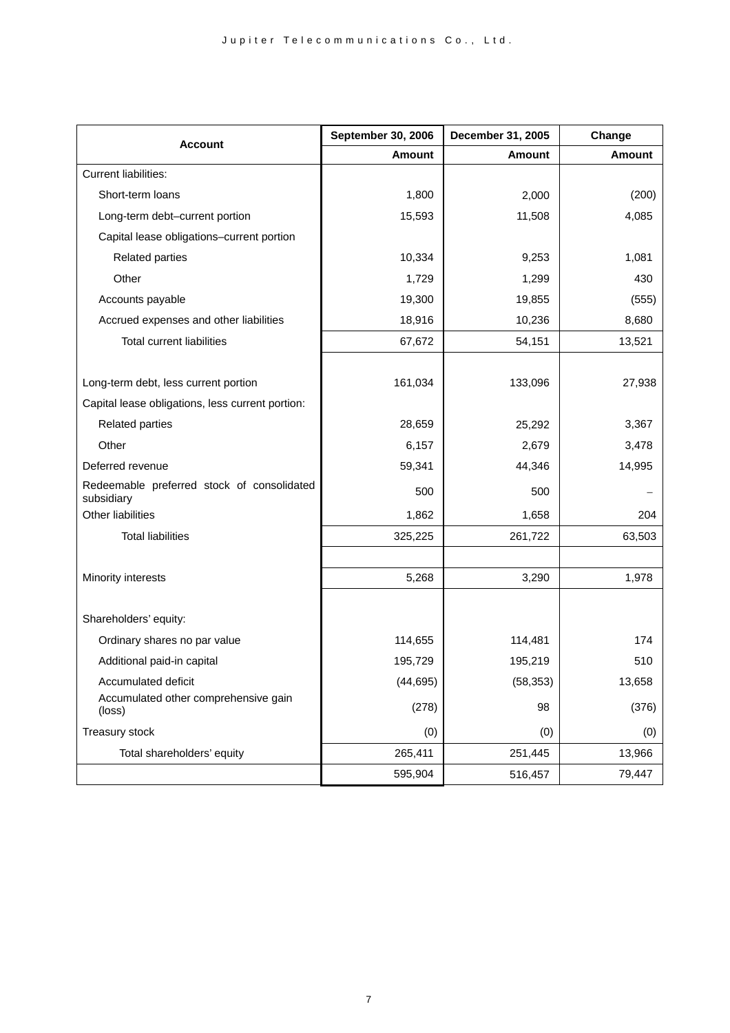| Account | September 30, 2006 | December 31, 2005 | Change |
|---|---|---|---|
| | Amount | Amount | Amount |
| Current liabilities: | | | |
| Short-term loans | 1,800 | 2,000 | (200) |
| Long-term debt–current portion | 15,593 | 11,508 | 4,085 |
| Capital lease obligations–current portion | | | |
| Related parties | 10,334 | 9,253 | 1,081 |
| Other | 1,729 | 1,299 | 430 |
| Accounts payable | 19,300 | 19,855 | (555) |
| Accrued expenses and other liabilities | 18,916 | 10,236 | 8,680 |
| Total current liabilities | 67,672 | 54,151 | 13,521 |
| | | | |
| Long-term debt, less current portion | 161,034 | 133,096 | 27,938 |
| Capital lease obligations, less current portion: | | | |
| Related parties | 28,659 | 25,292 | 3,367 |
| Other | 6,157 | 2,679 | 3,478 |
| Deferred revenue | 59,341 | 44,346 | 14,995 |
| Redeemable preferred stock of consolidated subsidiary | 500 | 500 | – |
| Other liabilities | 1,862 | 1,658 | 204 |
| Total liabilities | 325,225 | 261,722 | 63,503 |
| | | | |
| Minority interests | 5,268 | 3,290 | 1,978 |
| | | | |
| Shareholders' equity: | | | |
| Ordinary shares no par value | 114,655 | 114,481 | 174 |
| Additional paid-in capital | 195,729 | 195,219 | 510 |
| Accumulated deficit | (44,695) | (58,353) | 13,658 |
| Accumulated other comprehensive gain (loss) | (278) | 98 | (376) |
| Treasury stock | (0) | (0) | (0) |
| Total shareholders' equity | 265,411 | 251,445 | 13,966 |
| | 595,904 | 516,457 | 79,447 |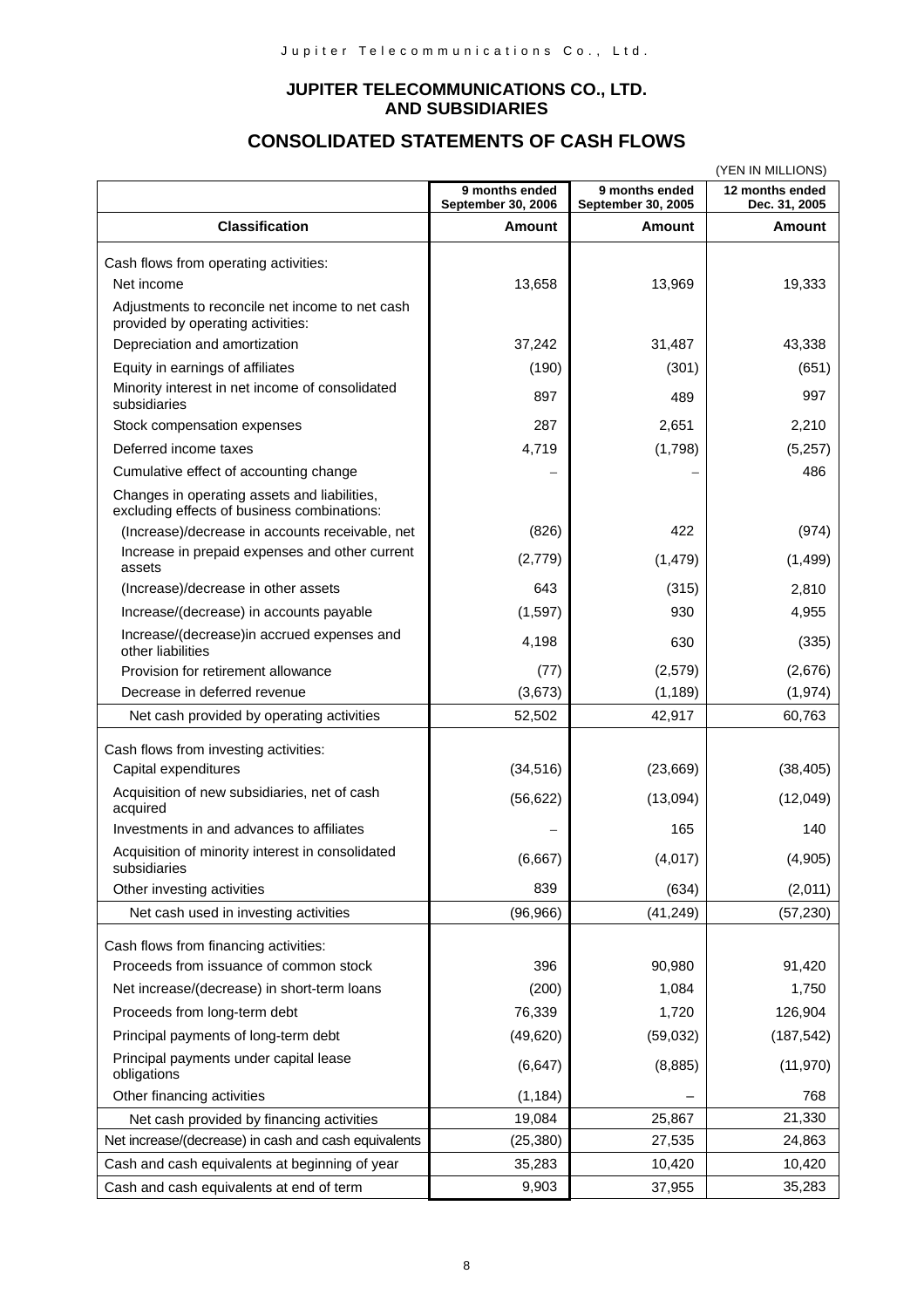# JUPITER TELECOMMUNICATIONS CO., LTD. AND SUBSIDIARIES

## CONSOLIDATED STATEMENTS OF CASH FLOWS

(YEN IN MILLIONS)

| | 9 months ended September 30, 2006 | 9 months ended September 30, 2005 | 12 months ended Dec. 31, 2005 |
|---|---|---|---|
| **Classification** | **Amount** | **Amount** | **Amount** |
| Cash flows from operating activities: | | | |
| Net income | 13,658 | 13,969 | 19,333 |
| Adjustments to reconcile net income to net cash provided by operating activities: | | | |
| Depreciation and amortization | 37,242 | 31,487 | 43,338 |
| Equity in earnings of affiliates | (190) | (301) | (651) |
| Minority interest in net income of consolidated subsidiaries | 897 | 489 | 997 |
| Stock compensation expenses | 287 | 2,651 | 2,210 |
| Deferred income taxes | 4,719 | (1,798) | (5,257) |
| Cumulative effect of accounting change | – | – | 486 |
| Changes in operating assets and liabilities, excluding effects of business combinations: | | | |
| (Increase)/decrease in accounts receivable, net | (826) | 422 | (974) |
| Increase in prepaid expenses and other current assets | (2,779) | (1,479) | (1,499) |
| (Increase)/decrease in other assets | 643 | (315) | 2,810 |
| Increase/(decrease) in accounts payable | (1,597) | 930 | 4,955 |
| Increase/(decrease)in accrued expenses and other liabilities | 4,198 | 630 | (335) |
| Provision for retirement allowance | (77) | (2,579) | (2,676) |
| Decrease in deferred revenue | (3,673) | (1,189) | (1,974) |
| Net cash provided by operating activities | 52,502 | 42,917 | 60,763 |
| Cash flows from investing activities: | | | |
| Capital expenditures | (34,516) | (23,669) | (38,405) |
| Acquisition of new subsidiaries, net of cash acquired | (56,622) | (13,094) | (12,049) |
| Investments in and advances to affiliates | – | 165 | 140 |
| Acquisition of minority interest in consolidated subsidiaries | (6,667) | (4,017) | (4,905) |
| Other investing activities | 839 | (634) | (2,011) |
| Net cash used in investing activities | (96,966) | (41,249) | (57,230) |
| Cash flows from financing activities: | | | |
| Proceeds from issuance of common stock | 396 | 90,980 | 91,420 |
| Net increase/(decrease) in short-term loans | (200) | 1,084 | 1,750 |
| Proceeds from long-term debt | 76,339 | 1,720 | 126,904 |
| Principal payments of long-term debt | (49,620) | (59,032) | (187,542) |
| Principal payments under capital lease obligations | (6,647) | (8,885) | (11,970) |
| Other financing activities | (1,184) | – | 768 |
| Net cash provided by financing activities | 19,084 | 25,867 | 21,330 |
| Net increase/(decrease) in cash and cash equivalents | (25,380) | 27,535 | 24,863 |
| Cash and cash equivalents at beginning of year | 35,283 | 10,420 | 10,420 |
| Cash and cash equivalents at end of term | 9,903 | 37,955 | 35,283 |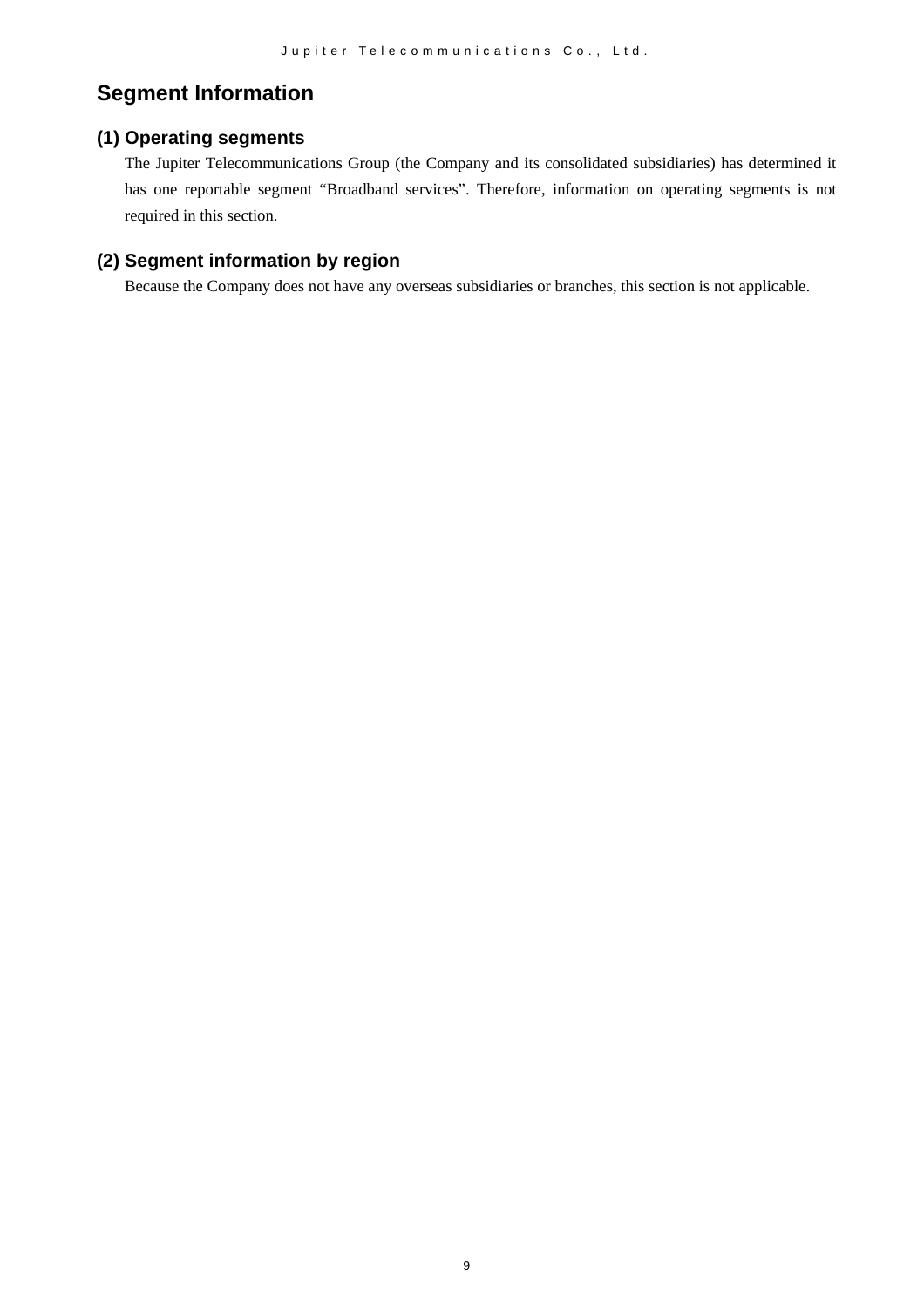## Segment Information

### (1) Operating segments

The Jupiter Telecommunications Group (the Company and its consolidated subsidiaries) has determined it has one reportable segment “Broadband services”. Therefore, information on operating segments is not required in this section.

### (2) Segment information by region

Because the Company does not have any overseas subsidiaries or branches, this section is not applicable.